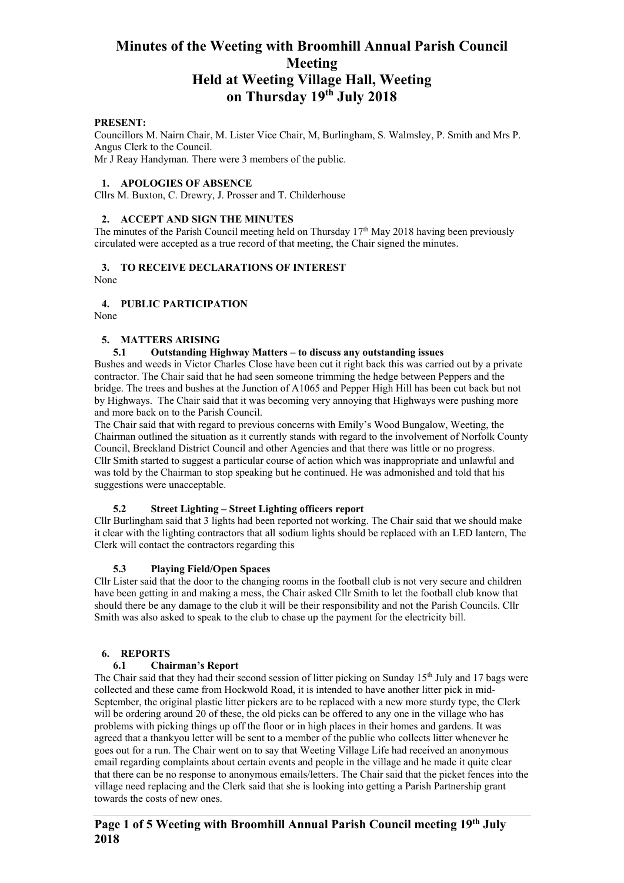# Minutes of the Weeting with Broomhill Annual Parish Council Meeting
# Held at Weeting Village Hall, Weeting
# on Thursday 19th July 2018

**PRESENT:**

Councillors M. Nairn Chair, M. Lister Vice Chair, M, Burlingham, S. Walmsley, P. Smith and Mrs P. Angus Clerk to the Council.

Mr J Reay Handyman. There were 3 members of the public.

### 1. APOLOGIES OF ABSENCE

Cllrs M. Buxton, C. Drewry, J. Prosser and T. Childerhouse

### 2. ACCEPT AND SIGN THE MINUTES

The minutes of the Parish Council meeting held on Thursday 17th May 2018 having been previously circulated were accepted as a true record of that meeting, the Chair signed the minutes.

### 3. TO RECEIVE DECLARATIONS OF INTEREST

None

### 4. PUBLIC PARTICIPATION

None

### 5. MATTERS ARISING

#### 5.1 Outstanding Highway Matters – to discuss any outstanding issues

Bushes and weeds in Victor Charles Close have been cut it right back this was carried out by a private contractor. The Chair said that he had seen someone trimming the hedge between Peppers and the bridge. The trees and bushes at the Junction of A1065 and Pepper High Hill has been cut back but not by Highways. The Chair said that it was becoming very annoying that Highways were pushing more and more back on to the Parish Council.

The Chair said that with regard to previous concerns with Emily's Wood Bungalow, Weeting, the Chairman outlined the situation as it currently stands with regard to the involvement of Norfolk County Council, Breckland District Council and other Agencies and that there was little or no progress. Cllr Smith started to suggest a particular course of action which was inappropriate and unlawful and was told by the Chairman to stop speaking but he continued. He was admonished and told that his suggestions were unacceptable.

#### 5.2 Street Lighting – Street Lighting officers report

Cllr Burlingham said that 3 lights had been reported not working. The Chair said that we should make it clear with the lighting contractors that all sodium lights should be replaced with an LED lantern, The Clerk will contact the contractors regarding this

#### 5.3 Playing Field/Open Spaces

Cllr Lister said that the door to the changing rooms in the football club is not very secure and children have been getting in and making a mess, the Chair asked Cllr Smith to let the football club know that should there be any damage to the club it will be their responsibility and not the Parish Councils. Cllr Smith was also asked to speak to the club to chase up the payment for the electricity bill.

### 6. REPORTS

#### 6.1 Chairman's Report

The Chair said that they had their second session of litter picking on Sunday 15th July and 17 bags were collected and these came from Hockwold Road, it is intended to have another litter pick in mid-September, the original plastic litter pickers are to be replaced with a new more sturdy type, the Clerk will be ordering around 20 of these, the old picks can be offered to any one in the village who has problems with picking things up off the floor or in high places in their homes and gardens. It was agreed that a thankyou letter will be sent to a member of the public who collects litter whenever he goes out for a run. The Chair went on to say that Weeting Village Life had received an anonymous email regarding complaints about certain events and people in the village and he made it quite clear that there can be no response to anonymous emails/letters. The Chair said that the picket fences into the village need replacing and the Clerk said that she is looking into getting a Parish Partnership grant towards the costs of new ones.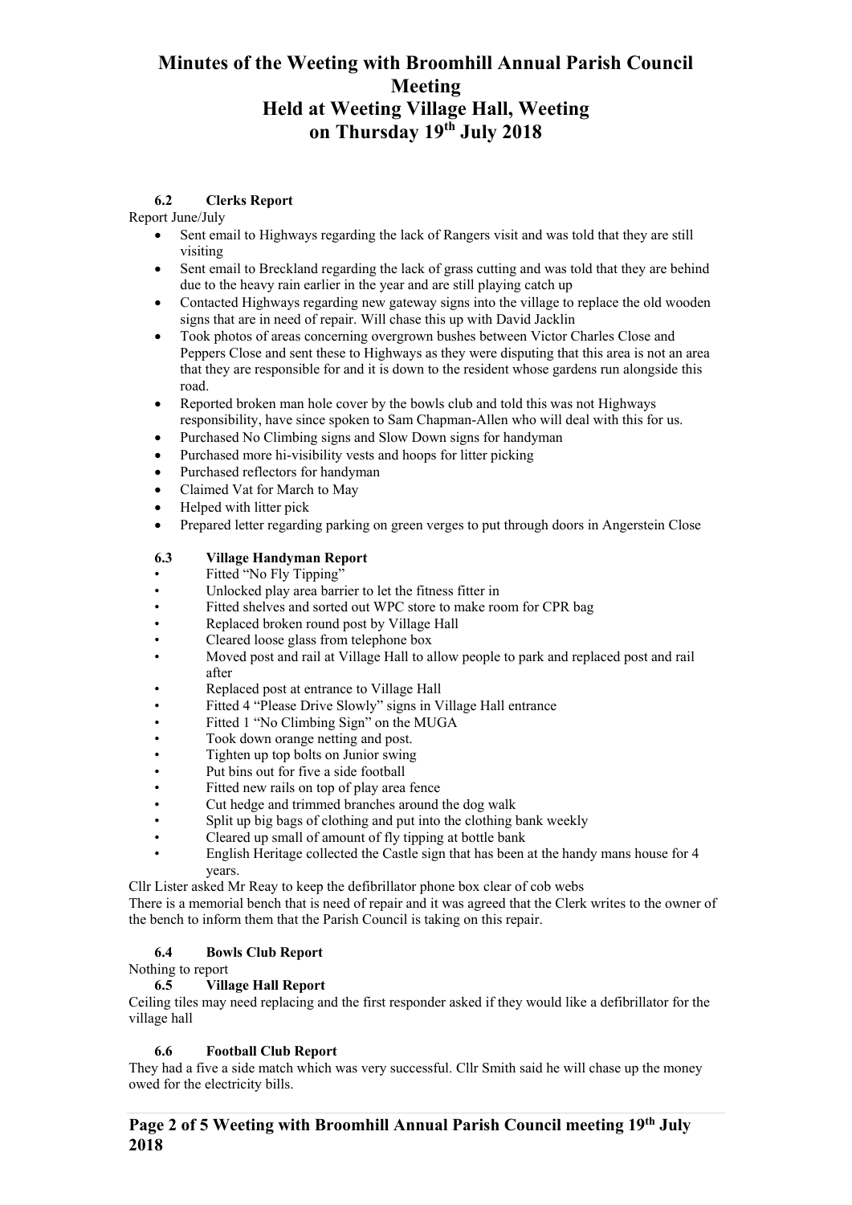# Minutes of the Weeting with Broomhill Annual Parish Council Meeting
# Held at Weeting Village Hall, Weeting
# on Thursday 19th July 2018

### 6.2 Clerks Report

Report June/July

- Sent email to Highways regarding the lack of Rangers visit and was told that they are still visiting
- Sent email to Breckland regarding the lack of grass cutting and was told that they are behind due to the heavy rain earlier in the year and are still playing catch up
- Contacted Highways regarding new gateway signs into the village to replace the old wooden signs that are in need of repair. Will chase this up with David Jacklin
- Took photos of areas concerning overgrown bushes between Victor Charles Close and Peppers Close and sent these to Highways as they were disputing that this area is not an area that they are responsible for and it is down to the resident whose gardens run alongside this road.
- Reported broken man hole cover by the bowls club and told this was not Highways responsibility, have since spoken to Sam Chapman-Allen who will deal with this for us.
- Purchased No Climbing signs and Slow Down signs for handyman
- Purchased more hi-visibility vests and hoops for litter picking
- Purchased reflectors for handyman
- Claimed Vat for March to May
- Helped with litter pick
- Prepared letter regarding parking on green verges to put through doors in Angerstein Close

### 6.3 Village Handyman Report

- Fitted "No Fly Tipping"
- Unlocked play area barrier to let the fitness fitter in
- Fitted shelves and sorted out WPC store to make room for CPR bag
- Replaced broken round post by Village Hall
- Cleared loose glass from telephone box
- Moved post and rail at Village Hall to allow people to park and replaced post and rail after
- Replaced post at entrance to Village Hall
- Fitted 4 "Please Drive Slowly" signs in Village Hall entrance
- Fitted 1 "No Climbing Sign" on the MUGA
- Took down orange netting and post.
- Tighten up top bolts on Junior swing
- Put bins out for five a side football
- Fitted new rails on top of play area fence
- Cut hedge and trimmed branches around the dog walk
- Split up big bags of clothing and put into the clothing bank weekly
- Cleared up small of amount of fly tipping at bottle bank
- English Heritage collected the Castle sign that has been at the handy mans house for 4 years.

Cllr Lister asked Mr Reay to keep the defibrillator phone box clear of cob webs

There is a memorial bench that is need of repair and it was agreed that the Clerk writes to the owner of the bench to inform them that the Parish Council is taking on this repair.

### 6.4 Bowls Club Report

Nothing to report

### 6.5 Village Hall Report

Ceiling tiles may need replacing and the first responder asked if they would like a defibrillator for the village hall

### 6.6 Football Club Report

They had a five a side match which was very successful. Cllr Smith said he will chase up the money owed for the electricity bills.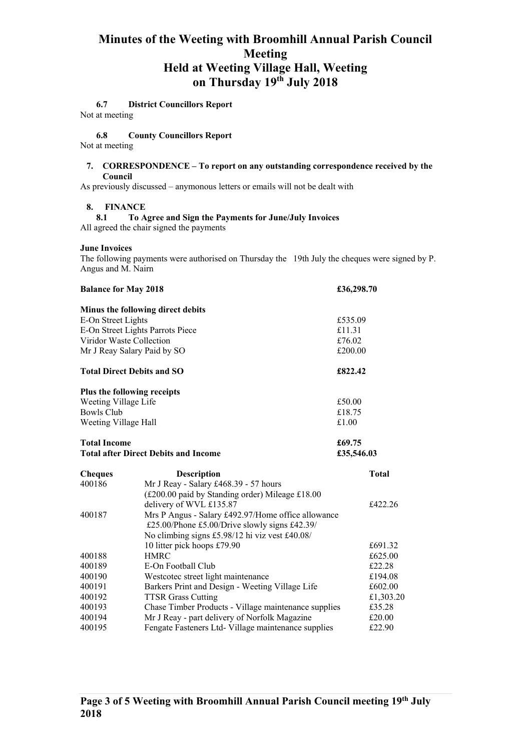# Minutes of the Weeting with Broomhill Annual Parish Council Meeting
# Held at Weeting Village Hall, Weeting
# on Thursday 19th July 2018

### 6.7 District Councillors Report

Not at meeting

### 6.8 County Councillors Report

Not at meeting

## 7. CORRESPONDENCE – To report on any outstanding correspondence received by the Council

As previously discussed – anymonous letters or emails will not be dealt with

## 8. FINANCE

### 8.1 To Agree and Sign the Payments for June/July Invoices

All agreed the chair signed the payments

**June Invoices**

The following payments were authorised on Thursday the 19th July the cheques were signed by P. Angus and M. Nairn

| **Balance for May 2018** | **£36,298.70** |
|---|---|
| **Minus the following direct debits** | |
| E-On Street Lights | £535.09 |
| E-On Street Lights Parrots Piece | £11.31 |
| Viridor Waste Collection | £76.02 |
| Mr J Reay Salary Paid by SO | £200.00 |
| **Total Direct Debits and SO** | **£822.42** |
| **Plus the following receipts** | |
| Weeting Village Life | £50.00 |
| Bowls Club | £18.75 |
| Weeting Village Hall | £1.00 |
| **Total Income** | **£69.75** |
| **Total after Direct Debits and Income** | **£35,546.03** |

| **Cheques** | **Description** | **Total** |
|---|---|---|
| 400186 | Mr J Reay - Salary £468.39 - 57 hours (£200.00 paid by Standing order) Mileage £18.00 delivery of WVL £135.87 | £422.26 |
| 400187 | Mrs P Angus - Salary £492.97/Home office allowance £25.00/Phone £5.00/Drive slowly signs £42.39/ No climbing signs £5.98/12 hi viz vest £40.08/ 10 litter pick hoops £79.90 | £691.32 |
| 400188 | HMRC | £625.00 |
| 400189 | E-On Football Club | £22.28 |
| 400190 | Westcotec street light maintenance | £194.08 |
| 400191 | Barkers Print and Design - Weeting Village Life | £602.00 |
| 400192 | TTSR Grass Cutting | £1,303.20 |
| 400193 | Chase Timber Products - Village maintenance supplies | £35.28 |
| 400194 | Mr J Reay - part delivery of Norfolk Magazine | £20.00 |
| 400195 | Fengate Fasteners Ltd- Village maintenance supplies | £22.90 |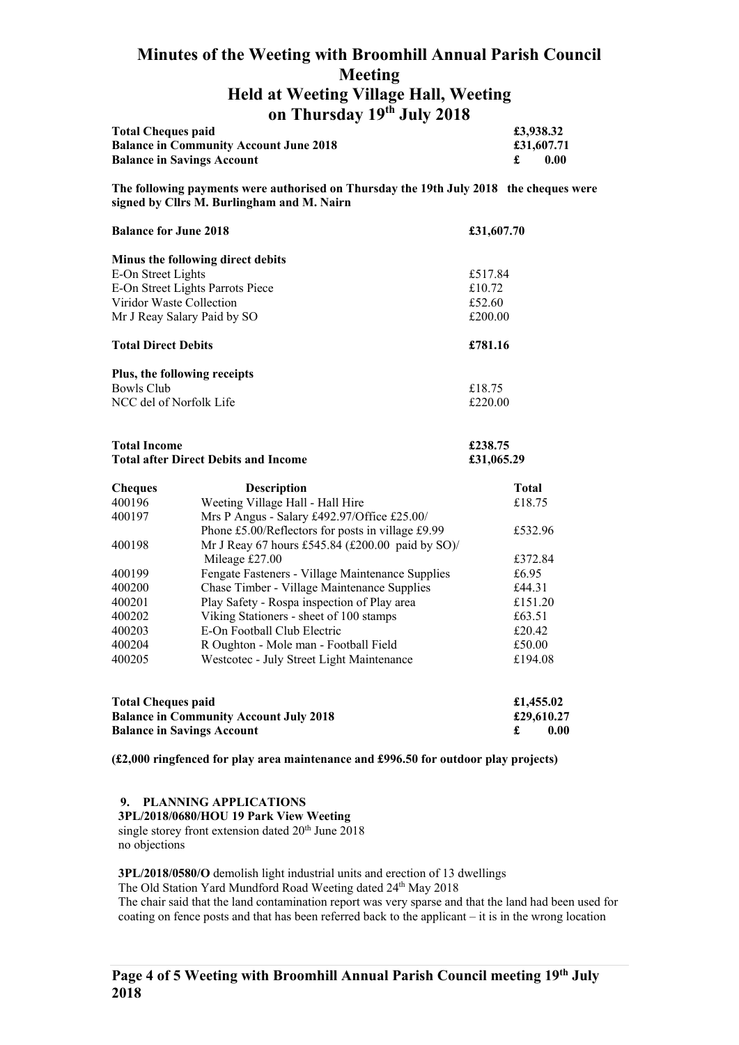# Minutes of the Weeting with Broomhill Annual Parish Council Meeting
# Held at Weeting Village Hall, Weeting
# on Thursday 19th July 2018

| | |
|---|---|
| **Total Cheques paid** | **£3,938.32** |
| **Balance in Community Account June 2018** | **£31,607.71** |
| **Balance in Savings Account** | **£ 0.00** |

**The following payments were authorised on Thursday the 19th July 2018 the cheques were signed by Cllrs M. Burlingham and M. Nairn**

| | |
|---|---|
| **Balance for June 2018** | **£31,607.70** |
| | |
| **Minus the following direct debits** | |
| E-On Street Lights | £517.84 |
| E-On Street Lights Parrots Piece | £10.72 |
| Viridor Waste Collection | £52.60 |
| Mr J Reay Salary Paid by SO | £200.00 |
| | |
| **Total Direct Debits** | **£781.16** |
| | |
| **Plus, the following receipts** | |
| Bowls Club | £18.75 |
| NCC del of Norfolk Life | £220.00 |
| | |
| **Total Income** | **£238.75** |
| **Total after Direct Debits and Income** | **£31,065.29** |

| Cheques | Description | Total |
|---|---|---|
| 400196 | Weeting Village Hall - Hall Hire | £18.75 |
| 400197 | Mrs P Angus - Salary £492.97/Office £25.00/ Phone £5.00/Reflectors for posts in village £9.99 | £532.96 |
| 400198 | Mr J Reay 67 hours £545.84 (£200.00 paid by SO)/ Mileage £27.00 | £372.84 |
| 400199 | Fengate Fasteners - Village Maintenance Supplies | £6.95 |
| 400200 | Chase Timber - Village Maintenance Supplies | £44.31 |
| 400201 | Play Safety - Rospa inspection of Play area | £151.20 |
| 400202 | Viking Stationers - sheet of 100 stamps | £63.51 |
| 400203 | E-On Football Club Electric | £20.42 |
| 400204 | R Oughton - Mole man - Football Field | £50.00 |
| 400205 | Westcotec - July Street Light Maintenance | £194.08 |

| | |
|---|---|
| **Total Cheques paid** | **£1,455.02** |
| **Balance in Community Account July 2018** | **£29,610.27** |
| **Balance in Savings Account** | **£ 0.00** |

**(£2,000 ringfenced for play area maintenance and £996.50 for outdoor play projects)**

**9. PLANNING APPLICATIONS**

**3PL/2018/0680/HOU 19 Park View Weeting**
single storey front extension dated 20th June 2018
no objections

**3PL/2018/0580/O** demolish light industrial units and erection of 13 dwellings
The Old Station Yard Mundford Road Weeting dated 24th May 2018
The chair said that the land contamination report was very sparse and that the land had been used for coating on fence posts and that has been referred back to the applicant – it is in the wrong location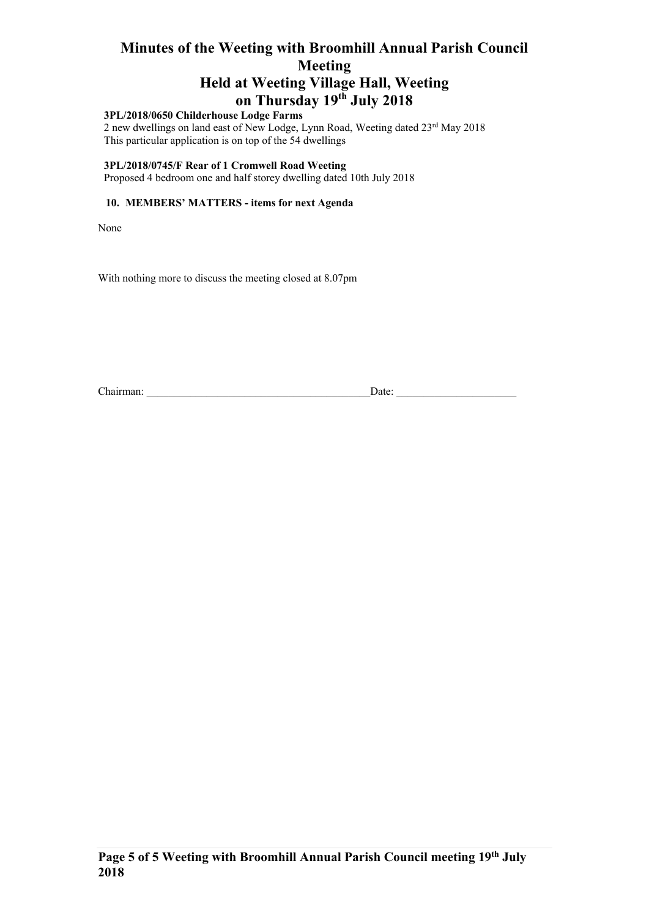**3PL/2018/0650 Childerhouse Lodge Farms**

2 new dwellings on land east of New Lodge, Lynn Road, Weeting dated 23rd May 2018

This particular application is on top of the 54 dwellings

**3PL/2018/0745/F Rear of 1 Cromwell Road Weeting**

Proposed 4 bedroom one and half storey dwelling dated 10th July 2018

**10. MEMBERS' MATTERS - items for next Agenda**

None

With nothing more to discuss the meeting closed at 8.07pm

Chairman: ________________________________________ Date: _____________________